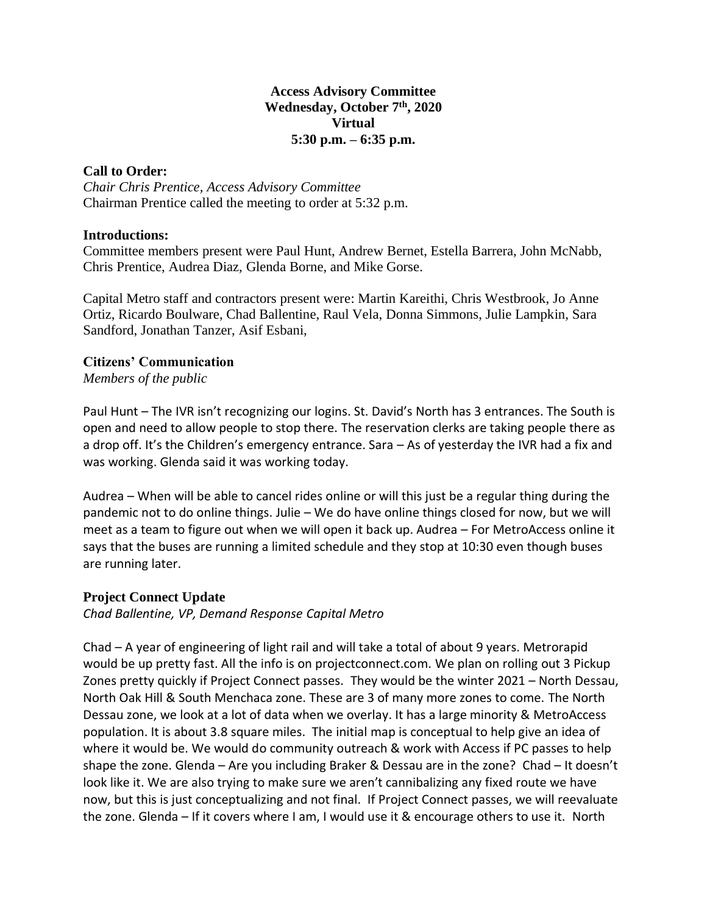**Access Advisory Committee**
**Wednesday, October 7th, 2020**
**Virtual**
**5:30 p.m. – 6:35 p.m.**

**Call to Order:**
*Chair Chris Prentice, Access Advisory Committee*
Chairman Prentice called the meeting to order at 5:32 p.m.

**Introductions:**
Committee members present were Paul Hunt, Andrew Bernet, Estella Barrera, John McNabb, Chris Prentice, Audrea Diaz, Glenda Borne, and Mike Gorse.

Capital Metro staff and contractors present were: Martin Kareithi, Chris Westbrook, Jo Anne Ortiz, Ricardo Boulware, Chad Ballentine, Raul Vela, Donna Simmons, Julie Lampkin, Sara Sandford, Jonathan Tanzer, Asif Esbani,

**Citizens' Communication**
*Members of the public*

Paul Hunt – The IVR isn't recognizing our logins. St. David's North has 3 entrances. The South is open and need to allow people to stop there. The reservation clerks are taking people there as a drop off. It's the Children's emergency entrance. Sara – As of yesterday the IVR had a fix and was working. Glenda said it was working today.

Audrea – When will be able to cancel rides online or will this just be a regular thing during the pandemic not to do online things. Julie – We do have online things closed for now, but we will meet as a team to figure out when we will open it back up. Audrea – For MetroAccess online it says that the buses are running a limited schedule and they stop at 10:30 even though buses are running later.

**Project Connect Update**
*Chad Ballentine, VP, Demand Response Capital Metro*

Chad – A year of engineering of light rail and will take a total of about 9 years. Metrorapid would be up pretty fast. All the info is on projectconnect.com. We plan on rolling out 3 Pickup Zones pretty quickly if Project Connect passes. They would be the winter 2021 – North Dessau, North Oak Hill & South Menchaca zone. These are 3 of many more zones to come. The North Dessau zone, we look at a lot of data when we overlay. It has a large minority & MetroAccess population. It is about 3.8 square miles. The initial map is conceptual to help give an idea of where it would be. We would do community outreach & work with Access if PC passes to help shape the zone. Glenda – Are you including Braker & Dessau are in the zone? Chad – It doesn't look like it. We are also trying to make sure we aren't cannibalizing any fixed route we have now, but this is just conceptualizing and not final. If Project Connect passes, we will reevaluate the zone. Glenda – If it covers where I am, I would use it & encourage others to use it. North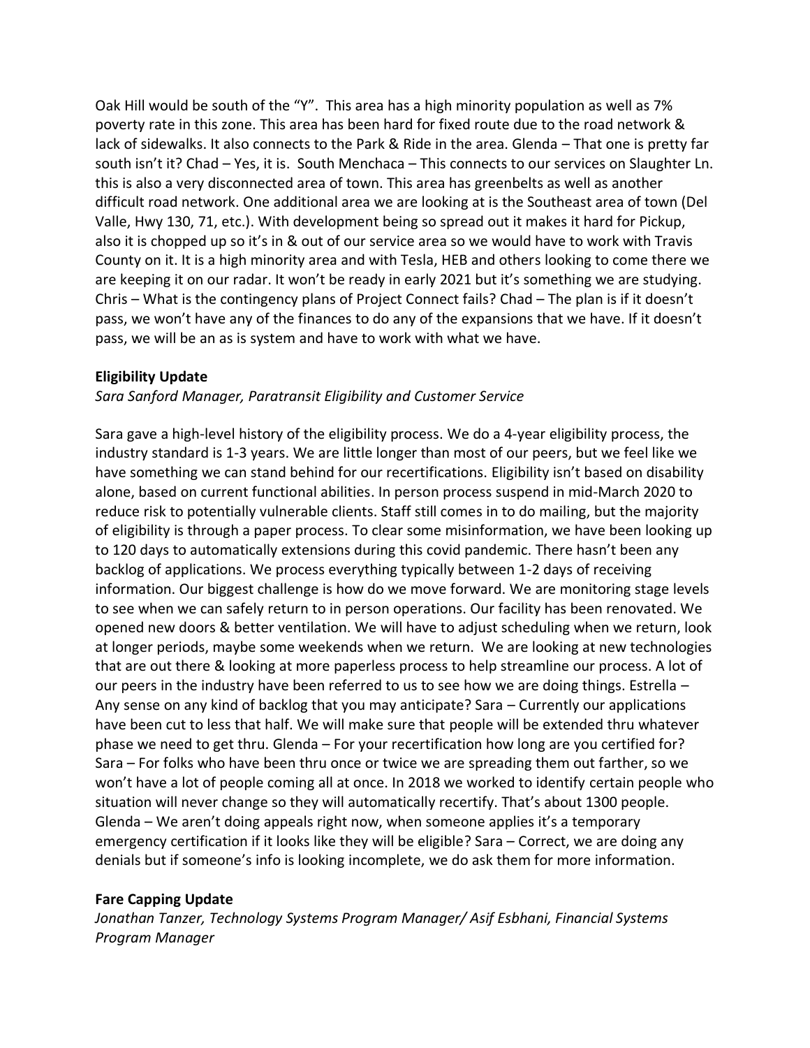Oak Hill would be south of the "Y". This area has a high minority population as well as 7% poverty rate in this zone. This area has been hard for fixed route due to the road network & lack of sidewalks. It also connects to the Park & Ride in the area. Glenda – That one is pretty far south isn't it? Chad – Yes, it is. South Menchaca – This connects to our services on Slaughter Ln. this is also a very disconnected area of town. This area has greenbelts as well as another difficult road network. One additional area we are looking at is the Southeast area of town (Del Valle, Hwy 130, 71, etc.). With development being so spread out it makes it hard for Pickup, also it is chopped up so it's in & out of our service area so we would have to work with Travis County on it. It is a high minority area and with Tesla, HEB and others looking to come there we are keeping it on our radar. It won't be ready in early 2021 but it's something we are studying. Chris – What is the contingency plans of Project Connect fails? Chad – The plan is if it doesn't pass, we won't have any of the finances to do any of the expansions that we have. If it doesn't pass, we will be an as is system and have to work with what we have.

**Eligibility Update**

*Sara Sanford Manager, Paratransit Eligibility and Customer Service*

Sara gave a high-level history of the eligibility process. We do a 4-year eligibility process, the industry standard is 1-3 years. We are little longer than most of our peers, but we feel like we have something we can stand behind for our recertifications. Eligibility isn't based on disability alone, based on current functional abilities. In person process suspend in mid-March 2020 to reduce risk to potentially vulnerable clients. Staff still comes in to do mailing, but the majority of eligibility is through a paper process. To clear some misinformation, we have been looking up to 120 days to automatically extensions during this covid pandemic. There hasn't been any backlog of applications. We process everything typically between 1-2 days of receiving information. Our biggest challenge is how do we move forward. We are monitoring stage levels to see when we can safely return to in person operations. Our facility has been renovated. We opened new doors & better ventilation. We will have to adjust scheduling when we return, look at longer periods, maybe some weekends when we return. We are looking at new technologies that are out there & looking at more paperless process to help streamline our process. A lot of our peers in the industry have been referred to us to see how we are doing things. Estrella – Any sense on any kind of backlog that you may anticipate? Sara – Currently our applications have been cut to less that half. We will make sure that people will be extended thru whatever phase we need to get thru. Glenda – For your recertification how long are you certified for? Sara – For folks who have been thru once or twice we are spreading them out farther, so we won't have a lot of people coming all at once. In 2018 we worked to identify certain people who situation will never change so they will automatically recertify. That's about 1300 people. Glenda – We aren't doing appeals right now, when someone applies it's a temporary emergency certification if it looks like they will be eligible? Sara – Correct, we are doing any denials but if someone's info is looking incomplete, we do ask them for more information.

**Fare Capping Update**

*Jonathan Tanzer, Technology Systems Program Manager/ Asif Esbhani, Financial Systems Program Manager*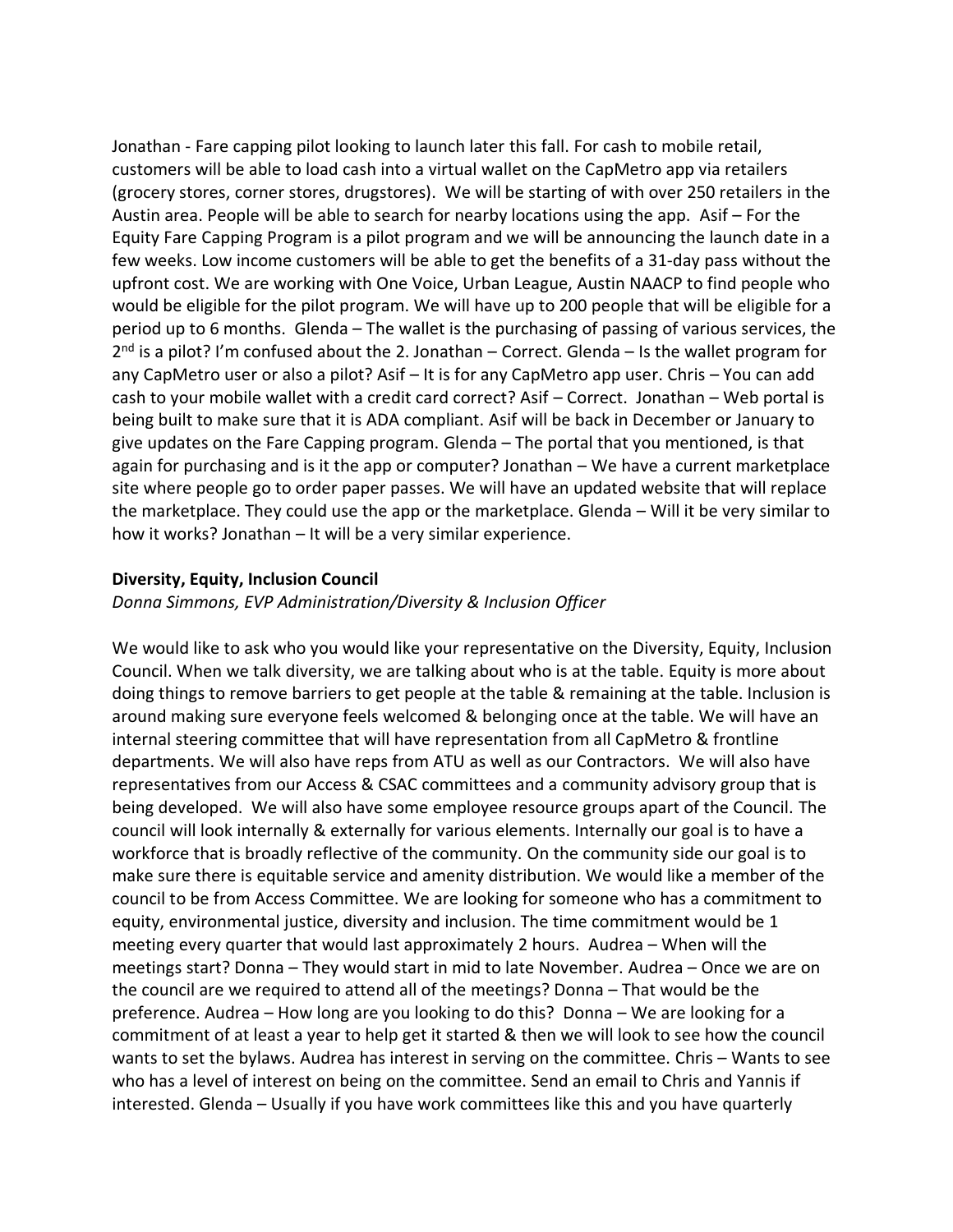Jonathan - Fare capping pilot looking to launch later this fall. For cash to mobile retail, customers will be able to load cash into a virtual wallet on the CapMetro app via retailers (grocery stores, corner stores, drugstores). We will be starting of with over 250 retailers in the Austin area. People will be able to search for nearby locations using the app. Asif – For the Equity Fare Capping Program is a pilot program and we will be announcing the launch date in a few weeks. Low income customers will be able to get the benefits of a 31-day pass without the upfront cost. We are working with One Voice, Urban League, Austin NAACP to find people who would be eligible for the pilot program. We will have up to 200 people that will be eligible for a period up to 6 months. Glenda – The wallet is the purchasing of passing of various services, the 2nd is a pilot? I'm confused about the 2. Jonathan – Correct. Glenda – Is the wallet program for any CapMetro user or also a pilot? Asif – It is for any CapMetro app user. Chris – You can add cash to your mobile wallet with a credit card correct? Asif – Correct. Jonathan – Web portal is being built to make sure that it is ADA compliant. Asif will be back in December or January to give updates on the Fare Capping program. Glenda – The portal that you mentioned, is that again for purchasing and is it the app or computer? Jonathan – We have a current marketplace site where people go to order paper passes. We will have an updated website that will replace the marketplace. They could use the app or the marketplace. Glenda – Will it be very similar to how it works? Jonathan – It will be a very similar experience.

**Diversity, Equity, Inclusion Council**

*Donna Simmons, EVP Administration/Diversity & Inclusion Officer*

We would like to ask who you would like your representative on the Diversity, Equity, Inclusion Council. When we talk diversity, we are talking about who is at the table. Equity is more about doing things to remove barriers to get people at the table & remaining at the table. Inclusion is around making sure everyone feels welcomed & belonging once at the table. We will have an internal steering committee that will have representation from all CapMetro & frontline departments. We will also have reps from ATU as well as our Contractors. We will also have representatives from our Access & CSAC committees and a community advisory group that is being developed. We will also have some employee resource groups apart of the Council. The council will look internally & externally for various elements. Internally our goal is to have a workforce that is broadly reflective of the community. On the community side our goal is to make sure there is equitable service and amenity distribution. We would like a member of the council to be from Access Committee. We are looking for someone who has a commitment to equity, environmental justice, diversity and inclusion. The time commitment would be 1 meeting every quarter that would last approximately 2 hours. Audrea – When will the meetings start? Donna – They would start in mid to late November. Audrea – Once we are on the council are we required to attend all of the meetings? Donna – That would be the preference. Audrea – How long are you looking to do this? Donna – We are looking for a commitment of at least a year to help get it started & then we will look to see how the council wants to set the bylaws. Audrea has interest in serving on the committee. Chris – Wants to see who has a level of interest on being on the committee. Send an email to Chris and Yannis if interested. Glenda – Usually if you have work committees like this and you have quarterly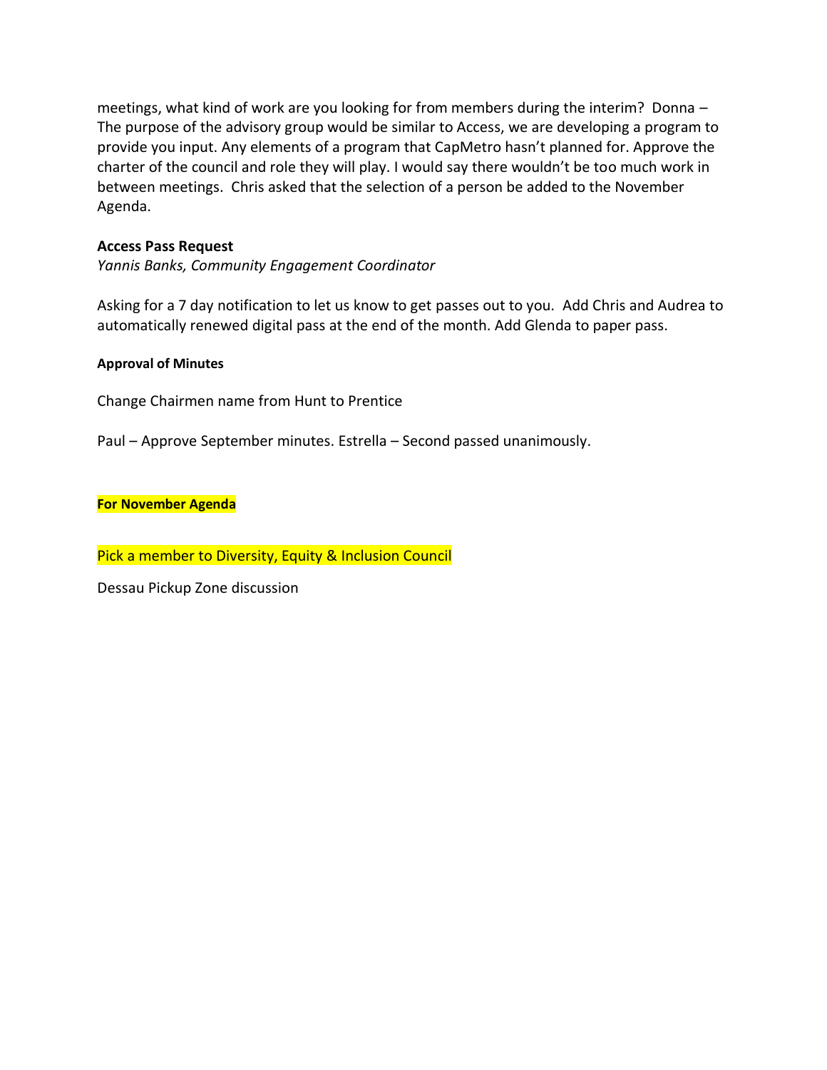meetings, what kind of work are you looking for from members during the interim? Donna – The purpose of the advisory group would be similar to Access, we are developing a program to provide you input. Any elements of a program that CapMetro hasn't planned for. Approve the charter of the council and role they will play. I would say there wouldn't be too much work in between meetings. Chris asked that the selection of a person be added to the November Agenda.

**Access Pass Request**
*Yannis Banks, Community Engagement Coordinator*

Asking for a 7 day notification to let us know to get passes out to you. Add Chris and Audrea to automatically renewed digital pass at the end of the month. Add Glenda to paper pass.

**Approval of Minutes**

Change Chairmen name from Hunt to Prentice

Paul – Approve September minutes. Estrella – Second passed unanimously.

**For November Agenda**

Pick a member to Diversity, Equity & Inclusion Council

Dessau Pickup Zone discussion